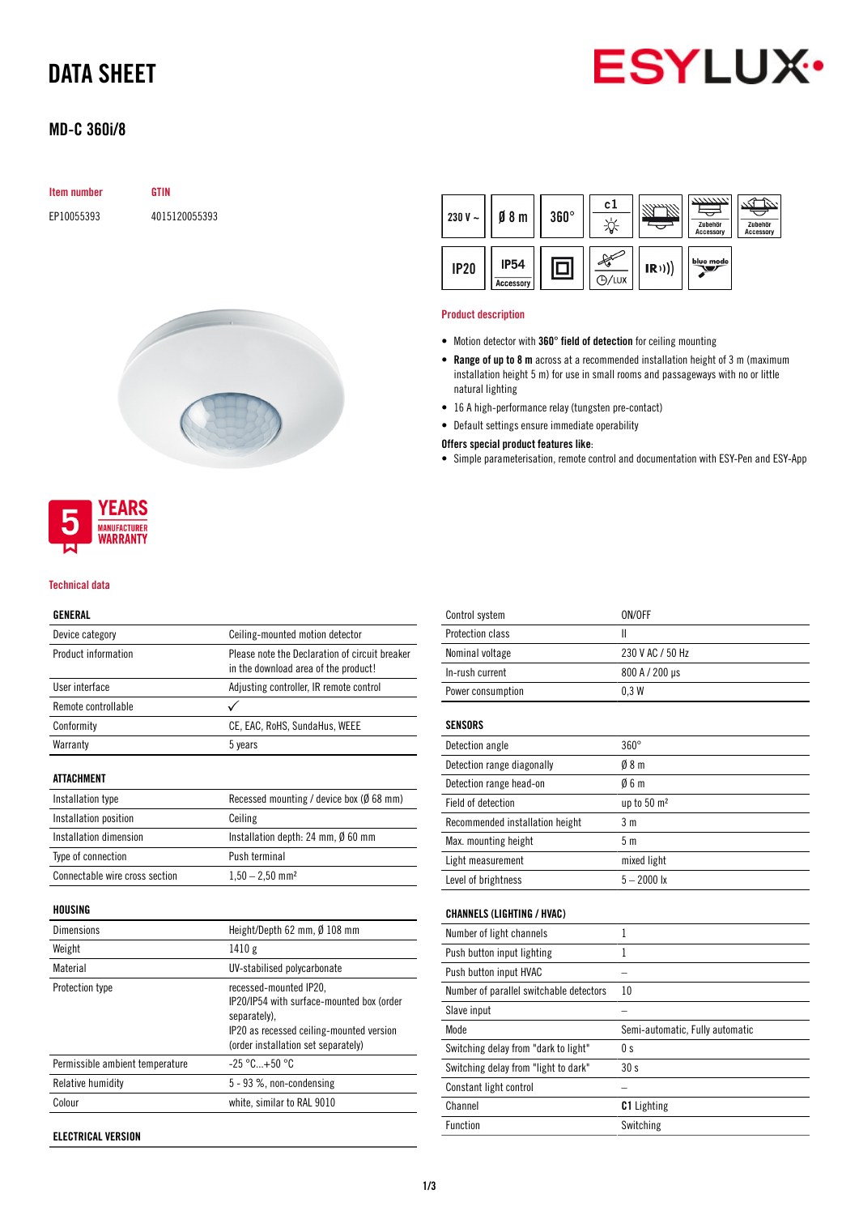# DATA SHEET

## MD-C 360i/8

| Item number | GTIN |
|---|---|
| EP10055393 | 4015120055393 |

230 V ~ | Ø 8 m | 360° | c1 | Zubehör Accessory | Zubehör Accessory | IP20 | IP54 Accessory | /LUX | IR | blue mode

5 YEARS MANUFACTURER WARRANTY

### Product description

- Motion detector with **360° field of detection** for ceiling mounting
- **Range of up to 8 m** across at a recommended installation height of 3 m (maximum installation height 5 m) for use in small rooms and passageways with no or little natural lighting
- 16 A high-performance relay (tungsten pre-contact)
- Default settings ensure immediate operability

**Offers special product features like:**

- Simple parameterisation, remote control and documentation with ESY-Pen and ESY-App

### Technical data

| GENERAL | |
|---|---|
| Device category | Ceiling-mounted motion detector |
| Product information | Please note the Declaration of circuit breaker in the download area of the product! |
| User interface | Adjusting controller, IR remote control |
| Remote controllable | ✓ |
| Conformity | CE, EAC, RoHS, SundaHus, WEEE |
| Warranty | 5 years |

| ATTACHMENT | |
|---|---|
| Installation type | Recessed mounting / device box (Ø 68 mm) |
| Installation position | Ceiling |
| Installation dimension | Installation depth: 24 mm, Ø 60 mm |
| Type of connection | Push terminal |
| Connectable wire cross section | 1,50 – 2,50 mm² |

| HOUSING | |
|---|---|
| Dimensions | Height/Depth 62 mm, Ø 108 mm |
| Weight | 1410 g |
| Material | UV-stabilised polycarbonate |
| Protection type | recessed-mounted IP20, IP20/IP54 with surface-mounted box (order separately), IP20 as recessed ceiling-mounted version (order installation set separately) |
| Permissible ambient temperature | -25 °C...+50 °C |
| Relative humidity | 5 - 93 %, non-condensing |
| Colour | white, similar to RAL 9010 |

| ELECTRICAL VERSION | |
|---|---|
| Control system | ON/OFF |
| Protection class | II |
| Nominal voltage | 230 V AC / 50 Hz |
| In-rush current | 800 A / 200 µs |
| Power consumption | 0,3 W |

| SENSORS | |
|---|---|
| Detection angle | 360° |
| Detection range diagonally | Ø 8 m |
| Detection range head-on | Ø 6 m |
| Field of detection | up to 50 m² |
| Recommended installation height | 3 m |
| Max. mounting height | 5 m |
| Light measurement | mixed light |
| Level of brightness | 5 – 2000 lx |

| CHANNELS (LIGHTING / HVAC) | |
|---|---|
| Number of light channels | 1 |
| Push button input lighting | 1 |
| Push button input HVAC | – |
| Number of parallel switchable detectors | 10 |
| Slave input | – |
| Mode | Semi-automatic, Fully automatic |
| Switching delay from "dark to light" | 0 s |
| Switching delay from "light to dark" | 30 s |
| Constant light control | – |
| Channel | **C1** Lighting |
| Function | Switching |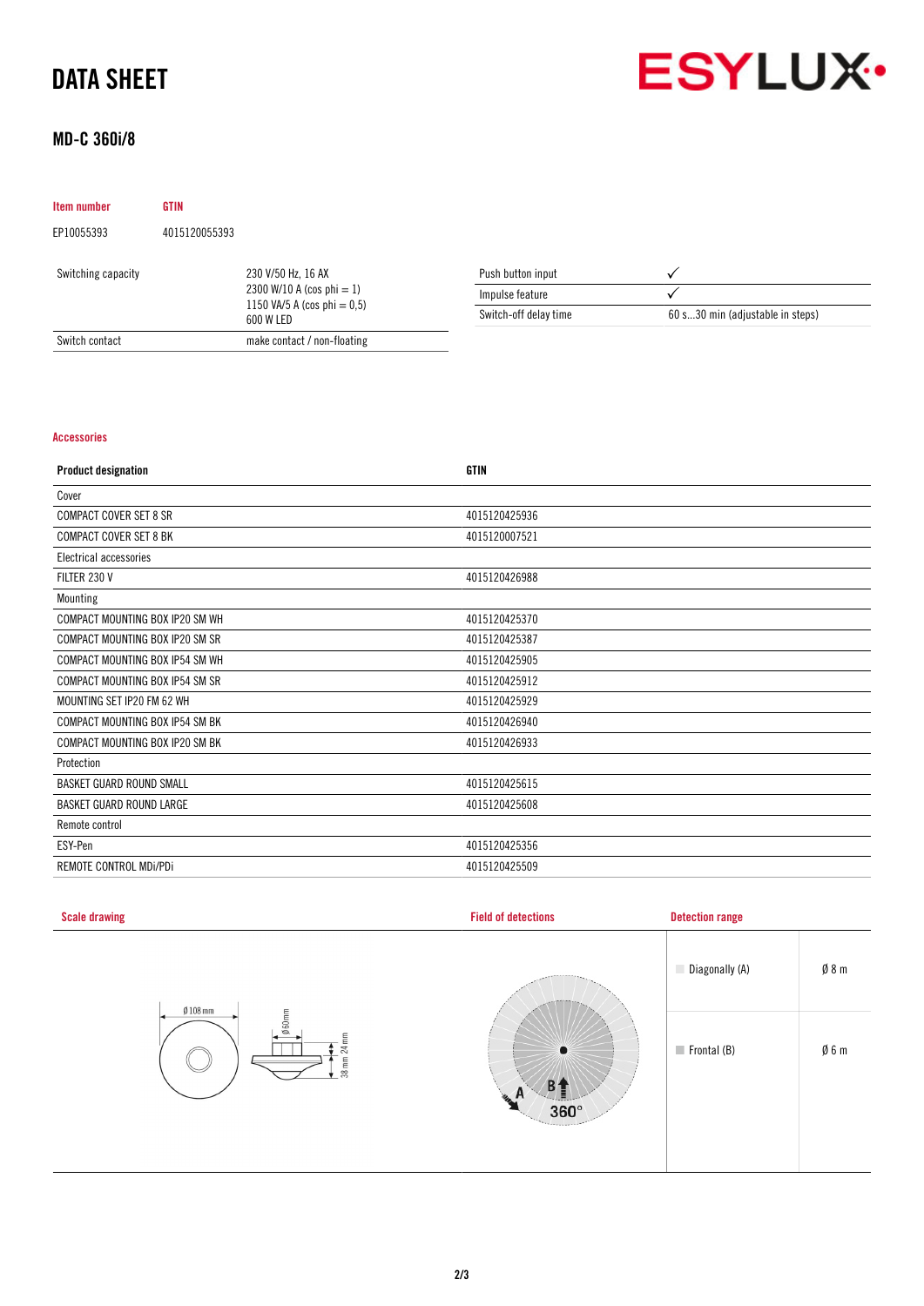# DATA SHEET

## MD-C 360i/8

| Item number | GTIN |
|---|---|
| EP10055393 | 4015120055393 |

| | |
|---|---|
| Switching capacity | 230 V/50 Hz, 16 AX<br>2300 W/10 A (cos phi = 1)<br>1150 VA/5 A (cos phi = 0,5)<br>600 W LED |
| Switch contact | make contact / non-floating |

| | |
|---|---|
| Push button input | ✓ |
| Impulse feature | ✓ |
| Switch-off delay time | 60 s...30 min (adjustable in steps) |

### Accessories

| Product designation | GTIN |
|---|---|
| Cover | |
| COMPACT COVER SET 8 SR | 4015120425936 |
| COMPACT COVER SET 8 BK | 4015120007521 |
| Electrical accessories | |
| FILTER 230 V | 4015120426988 |
| Mounting | |
| COMPACT MOUNTING BOX IP20 SM WH | 4015120425370 |
| COMPACT MOUNTING BOX IP20 SM SR | 4015120425387 |
| COMPACT MOUNTING BOX IP54 SM WH | 4015120425905 |
| COMPACT MOUNTING BOX IP54 SM SR | 4015120425912 |
| MOUNTING SET IP20 FM 62 WH | 4015120425929 |
| COMPACT MOUNTING BOX IP54 SM BK | 4015120426940 |
| COMPACT MOUNTING BOX IP20 SM BK | 4015120426933 |
| Protection | |
| BASKET GUARD ROUND SMALL | 4015120425615 |
| BASKET GUARD ROUND LARGE | 4015120425608 |
| Remote control | |
| ESY-Pen | 4015120425356 |
| REMOTE CONTROL MDi/PDi | 4015120425509 |

### Scale drawing

Ø 108 mm, Ø 60mm, 24 mm, 38 mm

### Field of detections

A, B, 360°

### Detection range

| | |
|---|---|
| Diagonally (A) | Ø 8 m |
| Frontal (B) | Ø 6 m |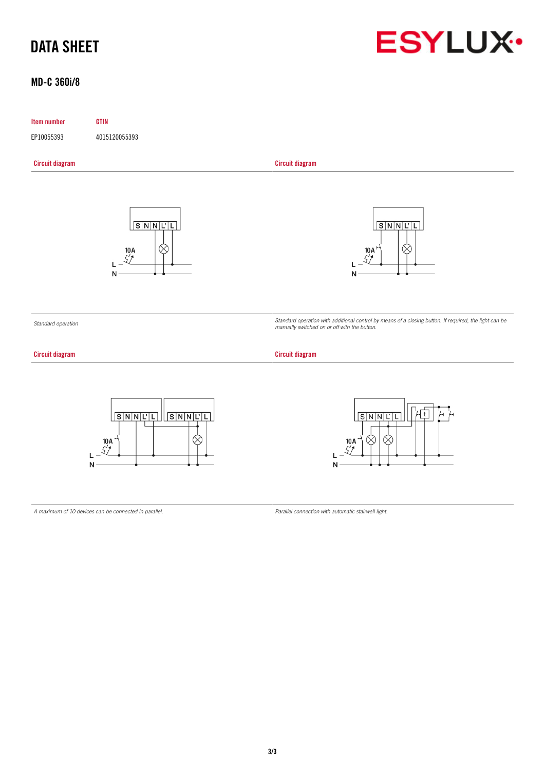# DATA SHEET

## MD-C 360i/8

| Item number | GTIN |
| --- | --- |
| EP10055393 | 4015120055393 |

### Circuit diagram

S N N L' L
10A
L
N

*Standard operation*

### Circuit diagram

S N N L' L
10A
L
N

*Standard operation with additional control by means of a closing button. If required, the light can be manually switched on or off with the button.*

### Circuit diagram

S N N L' L
S N N L' L
10A
L
N

*A maximum of 10 devices can be connected in parallel.*

### Circuit diagram

S N N L' L
t
10A
L
N

*Parallel connection with automatic stairwell light.*